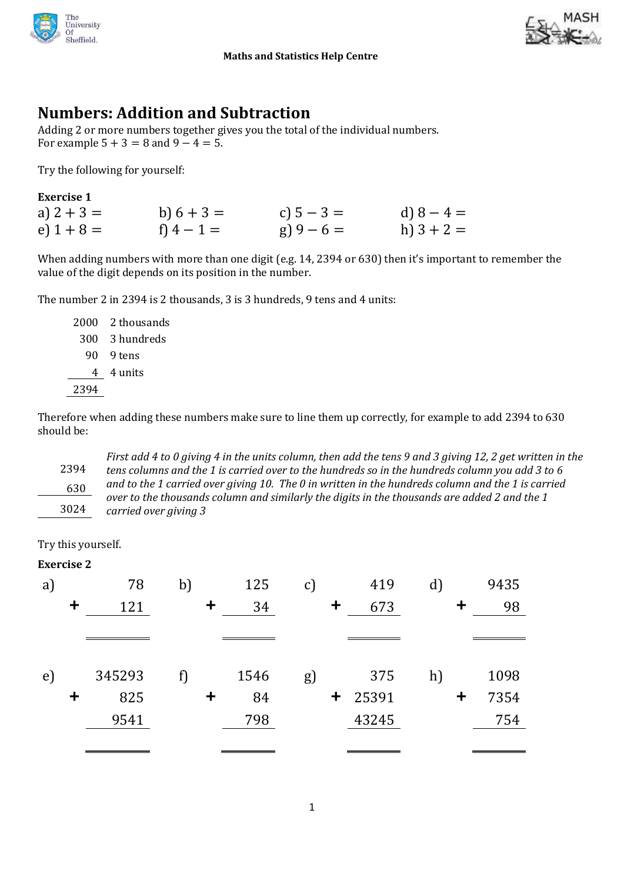Maths and Statistics Help Centre

# Numbers: Addition and Subtraction

Adding 2 or more numbers together gives you the total of the individual numbers.
For example $5 + 3 = 8$ and $9 - 4 = 5$.

Try the following for yourself:

**Exercise 1**

| | | | |
|---|---|---|---|
| a) $2 + 3 =$ | b) $6 + 3 =$ | c) $5 - 3 =$ | d) $8 - 4 =$ |
| e) $1 + 8 =$ | f) $4 - 1 =$ | g) $9 - 6 =$ | h) $3 + 2 =$ |

When adding numbers with more than one digit (e.g. 14, 2394 or 630) then it's important to remember the value of the digit depends on its position in the number.

The number 2 in 2394 is 2 thousands, 3 is 3 hundreds, 9 tens and 4 units:

```
2000   2 thousands
 300   3 hundreds
  90   9 tens
   4   4 units
----
2394
```

Therefore when adding these numbers make sure to line them up correctly, for example to add 2394 to 630 should be:

```
2394
 630
----
3024
```

*First add 4 to 0 giving 4 in the units column, then add the tens 9 and 3 giving 12, 2 get written in the tens columns and the 1 is carried over to the hundreds so in the hundreds column you add 3 to 6 and to the 1 carried over giving 10. The 0 in written in the hundreds column and the 1 is carried over to the thousands column and similarly the digits in the thousands are added 2 and the 1 carried over giving 3*

Try this yourself.

**Exercise 2**

```
a)     78     b)    125     c)    419     d)   9435
   + 121         +   34        +  673        +   98
   -----         -----         -----         -----

   =====         =====         =====         =====
```

```
e) 345293     f)   1546     g)    375     h)   1098
   +  825        +   84        + 25391       + 7354
     9541           798          43245          754
   ------        -----         -----         -----

   ======        =====         =====         =====
```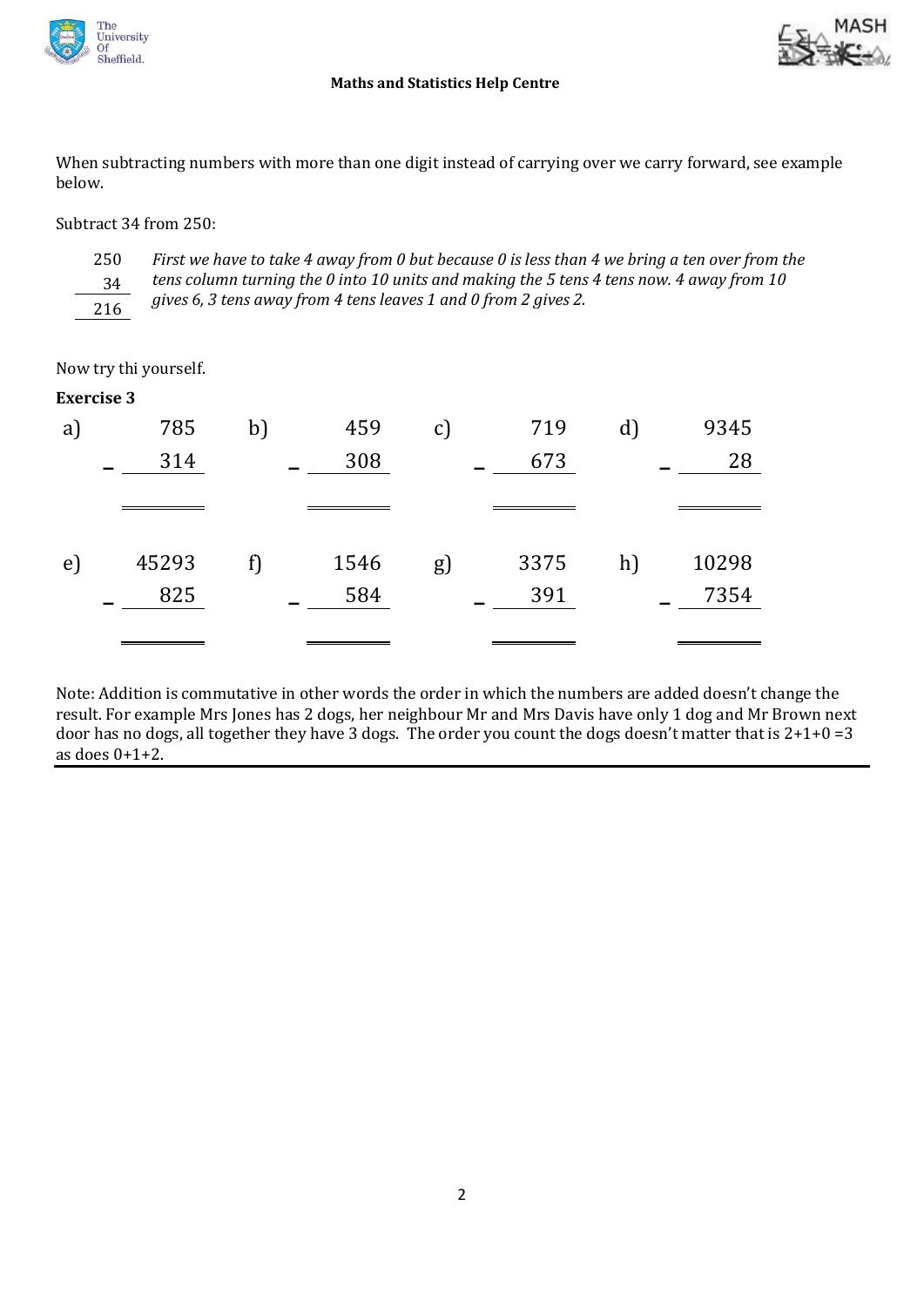When subtracting numbers with more than one digit instead of carrying over we carry forward, see example below.

Subtract 34 from 250:

```
 250
  34
 ---
 216
```

*First we have to take 4 away from 0 but because 0 is less than 4 we bring a ten over from the tens column turning the 0 into 10 units and making the 5 tens 4 tens now. 4 away from 10 gives 6, 3 tens away from 4 tens leaves 1 and 0 from 2 gives 2.*

Now try thi yourself.

**Exercise 3**

```
a)    785      b)    459      c)    719      d)   9345
    – 314          – 308          – 673          –   28
    =====          =====          =====          ======

e)  45293      f)   1546      g)   3375      h)  10298
    – 825          – 584          – 391          – 7354
    =====          =====          =====          ======
```

Note: Addition is commutative in other words the order in which the numbers are added doesn't change the result. For example Mrs Jones has 2 dogs, her neighbour Mr and Mrs Davis have only 1 dog and Mr Brown next door has no dogs, all together they have 3 dogs. The order you count the dogs doesn't matter that is 2+1+0 =3 as does 0+1+2.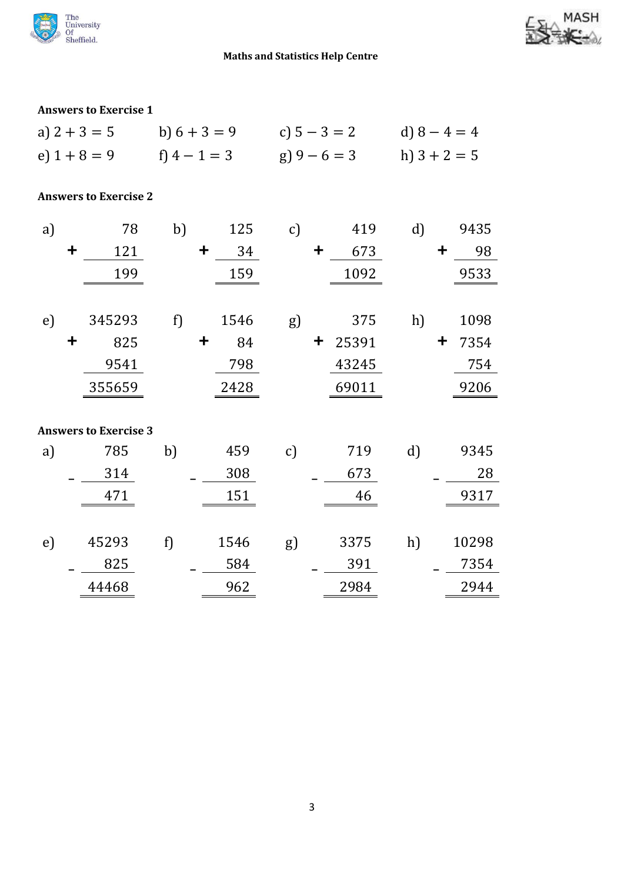Maths and Statistics Help Centre

**Answers to Exercise 1**

a) $2 + 3 = 5$ b) $6 + 3 = 9$ c) $5 - 3 = 2$ d) $8 - 4 = 4$

e) $1 + 8 = 9$ f) $4 - 1 = 3$ g) $9 - 6 = 3$ h) $3 + 2 = 5$

**Answers to Exercise 2**

a)
$$\begin{array}{r} 78 \\ + \quad 121 \\ \hline 199 \\ \hline \end{array}$$

b)
$$\begin{array}{r} 125 \\ + \quad 34 \\ \hline 159 \\ \hline \end{array}$$

c)
$$\begin{array}{r} 419 \\ + \quad 673 \\ \hline 1092 \\ \hline \end{array}$$

d)
$$\begin{array}{r} 9435 \\ + \quad 98 \\ \hline 9533 \\ \hline \end{array}$$

e)
$$\begin{array}{r} 345293 \\ + \quad 825 \\ 9541 \\ \hline 355659 \\ \hline \end{array}$$

f)
$$\begin{array}{r} 1546 \\ + \quad 84 \\ 798 \\ \hline 2428 \\ \hline \end{array}$$

g)
$$\begin{array}{r} 375 \\ + \quad 25391 \\ 43245 \\ \hline 69011 \\ \hline \end{array}$$

h)
$$\begin{array}{r} 1098 \\ + \quad 7354 \\ 754 \\ \hline 9206 \\ \hline \end{array}$$

**Answers to Exercise 3**

a)
$$\begin{array}{r} 785 \\ - \quad 314 \\ \hline 471 \\ \hline \end{array}$$

b)
$$\begin{array}{r} 459 \\ - \quad 308 \\ \hline 151 \\ \hline \end{array}$$

c)
$$\begin{array}{r} 719 \\ - \quad 673 \\ \hline 46 \\ \hline \end{array}$$

d)
$$\begin{array}{r} 9345 \\ - \quad 28 \\ \hline 9317 \\ \hline \end{array}$$

e)
$$\begin{array}{r} 45293 \\ - \quad 825 \\ \hline 44468 \\ \hline \end{array}$$

f)
$$\begin{array}{r} 1546 \\ - \quad 584 \\ \hline 962 \\ \hline \end{array}$$

g)
$$\begin{array}{r} 3375 \\ - \quad 391 \\ \hline 2984 \\ \hline \end{array}$$

h)
$$\begin{array}{r} 10298 \\ - \quad 7354 \\ \hline 2944 \\ \hline \end{array}$$